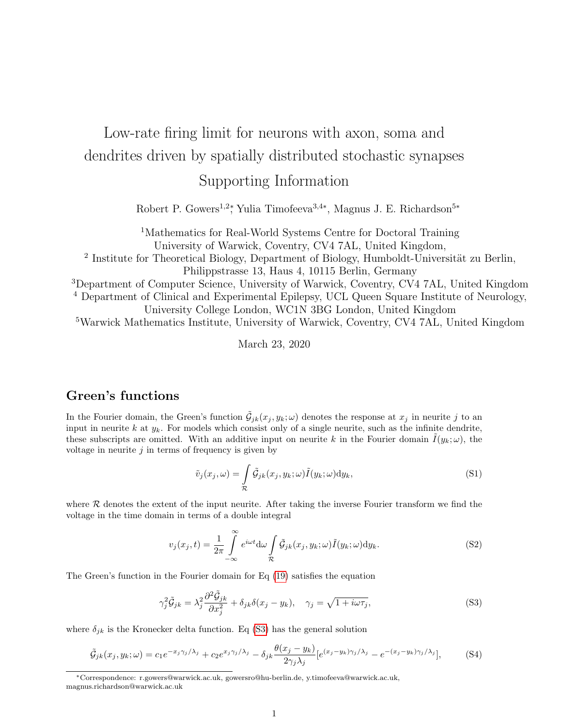# Low-rate firing limit for neurons with axon, soma and dendrites driven by spatially distributed stochastic synapses
## Supporting Information

Robert P. Gowers[1,2]*, Yulia Timofeeva[3,4]*, Magnus J. E. Richardson[5]*

[1]Mathematics for Real-World Systems Centre for Doctoral Training
University of Warwick, Coventry, CV4 7AL, United Kingdom,
[2] Institute for Theoretical Biology, Department of Biology, Humboldt-Universität zu Berlin,
Philippstrasse 13, Haus 4, 10115 Berlin, Germany
[3]Department of Computer Science, University of Warwick, Coventry, CV4 7AL, United Kingdom
[4] Department of Clinical and Experimental Epilepsy, UCL Queen Square Institute of Neurology,
University College London, WC1N 3BG London, United Kingdom
[5]Warwick Mathematics Institute, University of Warwick, Coventry, CV4 7AL, United Kingdom

March 23, 2020

## Green's functions

In the Fourier domain, the Green's function $\tilde{\mathcal{G}}_{jk}(x_j, y_k; \omega)$ denotes the response at $x_j$ in neurite $j$ to an input in neurite $k$ at $y_k$. For models which consist only of a single neurite, such as the infinite dendrite, these subscripts are omitted. With an additive input on neurite $k$ in the Fourier domain $\tilde{I}(y_k; \omega)$, the voltage in neurite $j$ in terms of frequency is given by

$$\tilde{v}_j(x_j, \omega) = \int_{\mathcal{R}} \tilde{\mathcal{G}}_{jk}(x_j, y_k; \omega)\tilde{I}(y_k; \omega)\mathrm{d}y_k, \tag{S1}$$

where $\mathcal{R}$ denotes the extent of the input neurite. After taking the inverse Fourier transform we find the voltage in the time domain in terms of a double integral

$$v_j(x_j, t) = \frac{1}{2\pi}\int_{-\infty}^{\infty} e^{i\omega t}\mathrm{d}\omega \int_{\mathcal{R}} \tilde{\mathcal{G}}_{jk}(x_j, y_k; \omega)\tilde{I}(y_k; \omega)\mathrm{d}y_k. \tag{S2}$$

The Green's function in the Fourier domain for Eq (19) satisfies the equation

$$\gamma_j^2\tilde{\mathcal{G}}_{jk} = \lambda_j^2\frac{\partial^2\tilde{\mathcal{G}}_{jk}}{\partial x_j^2} + \delta_{jk}\delta(x_j - y_k), \quad \gamma_j = \sqrt{1 + i\omega\tau_j}, \tag{S3}$$

where $\delta_{jk}$ is the Kronecker delta function. Eq (S3) has the general solution

$$\tilde{\mathcal{G}}_{jk}(x_j, y_k; \omega) = c_1 e^{-x_j\gamma_j/\lambda_j} + c_2 e^{x_j\gamma_j/\lambda_j} - \delta_{jk}\frac{\theta(x_j - y_k)}{2\gamma_j\lambda_j}[e^{(x_j - y_k)\gamma_j/\lambda_j} - e^{-(x_j - y_k)\gamma_j/\lambda_j}], \tag{S4}$$

*Correspondence: r.gowers@warwick.ac.uk, gowersro@hu-berlin.de, y.timofeeva@warwick.ac.uk, magnus.richardson@warwick.ac.uk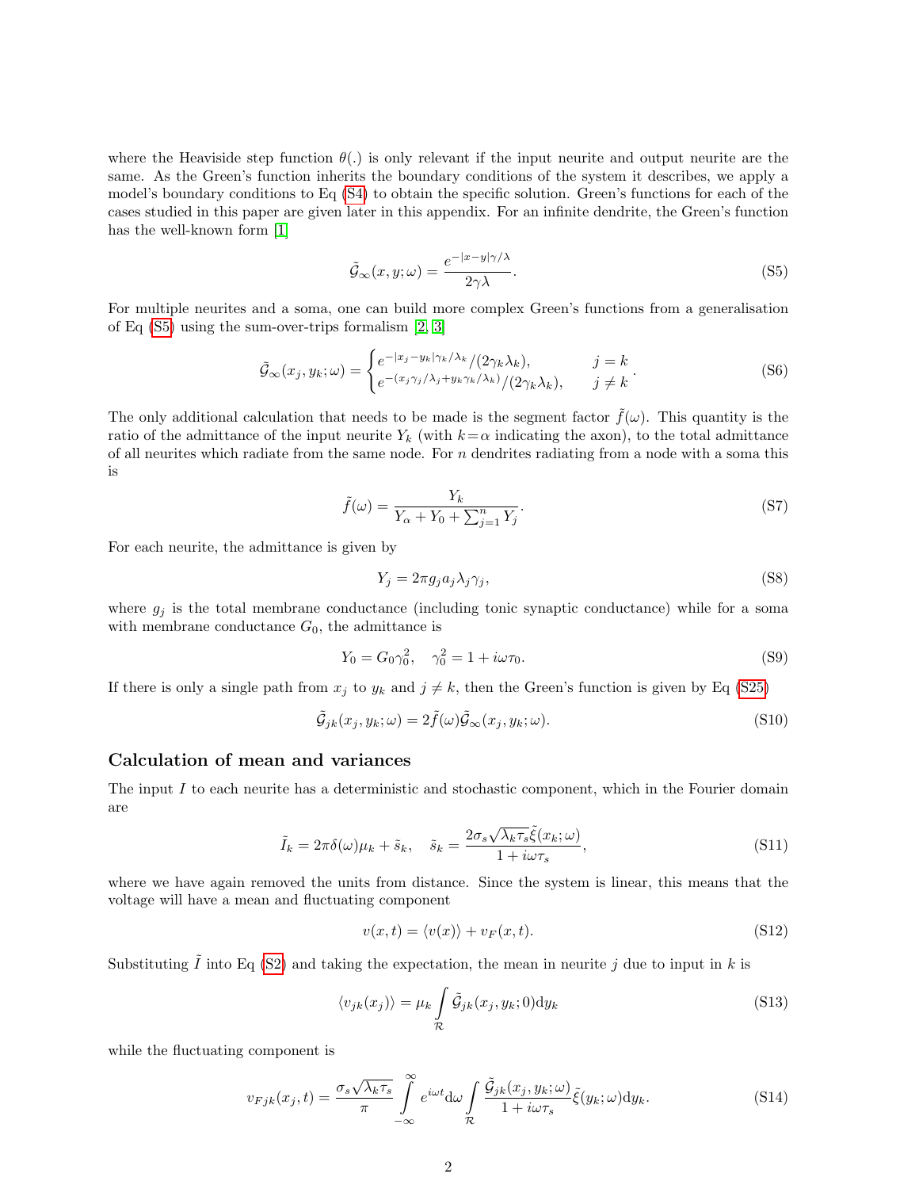where the Heaviside step function $\theta(.)$ is only relevant if the input neurite and output neurite are the same. As the Green's function inherits the boundary conditions of the system it describes, we apply a model's boundary conditions to Eq (S4) to obtain the specific solution. Green's functions for each of the cases studied in this paper are given later in this appendix. For an infinite dendrite, the Green's function has the well-known form [1]

$$\tilde{\mathcal{G}}_{\infty}(x, y; \omega) = \frac{e^{-|x-y|\gamma/\lambda}}{2\gamma\lambda}. \tag{S5}$$

For multiple neurites and a soma, one can build more complex Green's functions from a generalisation of Eq (S5) using the sum-over-trips formalism [2, 3]

$$\tilde{\mathcal{G}}_{\infty}(x_j, y_k; \omega) = \begin{cases} e^{-|x_j - y_k|\gamma_k/\lambda_k}/(2\gamma_k\lambda_k), & j = k \\ e^{-(x_j\gamma_j/\lambda_j + y_k\gamma_k/\lambda_k)}/(2\gamma_k\lambda_k), & j \neq k \end{cases}. \tag{S6}$$

The only additional calculation that needs to be made is the segment factor $\tilde{f}(\omega)$. This quantity is the ratio of the admittance of the input neurite $Y_k$ (with $k = \alpha$ indicating the axon), to the total admittance of all neurites which radiate from the same node. For $n$ dendrites radiating from a node with a soma this is

$$\tilde{f}(\omega) = \frac{Y_k}{Y_\alpha + Y_0 + \sum_{j=1}^{n} Y_j}. \tag{S7}$$

For each neurite, the admittance is given by

$$Y_j = 2\pi g_j a_j \lambda_j \gamma_j, \tag{S8}$$

where $g_j$ is the total membrane conductance (including tonic synaptic conductance) while for a soma with membrane conductance $G_0$, the admittance is

$$Y_0 = G_0\gamma_0^2, \quad \gamma_0^2 = 1 + i\omega\tau_0. \tag{S9}$$

If there is only a single path from $x_j$ to $y_k$ and $j \neq k$, then the Green's function is given by Eq (S25)

$$\tilde{\mathcal{G}}_{jk}(x_j, y_k; \omega) = 2\tilde{f}(\omega)\tilde{\mathcal{G}}_{\infty}(x_j, y_k; \omega). \tag{S10}$$

## Calculation of mean and variances

The input $I$ to each neurite has a deterministic and stochastic component, which in the Fourier domain are

$$\tilde{I}_k = 2\pi\delta(\omega)\mu_k + \tilde{s}_k, \quad \tilde{s}_k = \frac{2\sigma_s\sqrt{\lambda_k\tau_s}\tilde{\xi}(x_k;\omega)}{1 + i\omega\tau_s}, \tag{S11}$$

where we have again removed the units from distance. Since the system is linear, this means that the voltage will have a mean and fluctuating component

$$v(x, t) = \langle v(x) \rangle + v_F(x, t). \tag{S12}$$

Substituting $\tilde{I}$ into Eq (S2) and taking the expectation, the mean in neurite $j$ due to input in $k$ is

$$\langle v_{jk}(x_j) \rangle = \mu_k \int_{\mathcal{R}} \tilde{\mathcal{G}}_{jk}(x_j, y_k; 0)\mathrm{d}y_k \tag{S13}$$

while the fluctuating component is

$$v_{Fjk}(x_j, t) = \frac{\sigma_s\sqrt{\lambda_k\tau_s}}{\pi} \int_{-\infty}^{\infty} e^{i\omega t}\mathrm{d}\omega \int_{\mathcal{R}} \frac{\tilde{\mathcal{G}}_{jk}(x_j, y_k; \omega)}{1 + i\omega\tau_s}\tilde{\xi}(y_k; \omega)\mathrm{d}y_k. \tag{S14}$$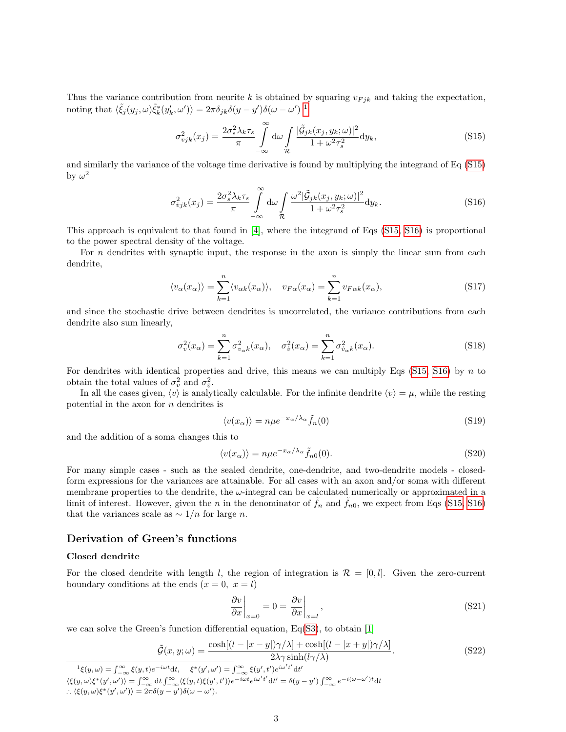Thus the variance contribution from neurite $k$ is obtained by squaring $v_{Fjk}$ and taking the expectation, noting that $\langle\tilde{\xi}_j(y_j,\omega)\tilde{\xi}_k^*(y'_k,\omega')\rangle = 2\pi\delta_{jk}\delta(y-y')\delta(\omega-\omega')$ [1]

$$\sigma^2_{vjk}(x_j) = \frac{2\sigma_s^2\lambda_k\tau_s}{\pi}\int_{-\infty}^{\infty}\mathrm{d}\omega\int_{\mathcal{R}}\frac{|\tilde{\mathcal{G}}_{jk}(x_j,y_k;\omega)|^2}{1+\omega^2\tau_s^2}\mathrm{d}y_k, \tag{S15}$$

and similarly the variance of the voltage time derivative is found by multiplying the integrand of Eq (S15) by $\omega^2$

$$\sigma^2_{\dot{v}jk}(x_j) = \frac{2\sigma_s^2\lambda_k\tau_s}{\pi}\int_{-\infty}^{\infty}\mathrm{d}\omega\int_{\mathcal{R}}\frac{\omega^2|\tilde{\mathcal{G}}_{jk}(x_j,y_k;\omega)|^2}{1+\omega^2\tau_s^2}\mathrm{d}y_k. \tag{S16}$$

This approach is equivalent to that found in [4], where the integrand of Eqs (S15, S16) is proportional to the power spectral density of the voltage.

For $n$ dendrites with synaptic input, the response in the axon is simply the linear sum from each dendrite,

$$\langle v_\alpha(x_\alpha)\rangle = \sum_{k=1}^{n}\langle v_{\alpha k}(x_\alpha)\rangle, \quad v_{F\alpha}(x_\alpha) = \sum_{k=1}^{n}v_{F\alpha k}(x_\alpha), \tag{S17}$$

and since the stochastic drive between dendrites is uncorrelated, the variance contributions from each dendrite also sum linearly,

$$\sigma^2_v(x_\alpha) = \sum_{k=1}^{n}\sigma^2_{v_\alpha k}(x_\alpha), \quad \sigma^2_{\dot{v}}(x_\alpha) = \sum_{k=1}^{n}\sigma^2_{\dot{v}_\alpha k}(x_\alpha). \tag{S18}$$

For dendrites with identical properties and drive, this means we can multiply Eqs (S15, S16) by $n$ to obtain the total values of $\sigma_v^2$ and $\sigma_{\dot{v}}^2$.

In all the cases given, $\langle v\rangle$ is analytically calculable. For the infinite dendrite $\langle v\rangle = \mu$, while the resting potential in the axon for $n$ dendrites is

$$\langle v(x_\alpha)\rangle = n\mu e^{-x_\alpha/\lambda_\alpha}\tilde{f}_n(0) \tag{S19}$$

and the addition of a soma changes this to

$$\langle v(x_\alpha)\rangle = n\mu e^{-x_\alpha/\lambda_\alpha}\tilde{f}_{n0}(0). \tag{S20}$$

For many simple cases - such as the sealed dendrite, one-dendrite, and two-dendrite models - closed-form expressions for the variances are attainable. For all cases with an axon and/or soma with different membrane properties to the dendrite, the $\omega$-integral can be calculated numerically or approximated in a limit of interest. However, given the $n$ in the denominator of $\tilde{f}_n$ and $\tilde{f}_{n0}$, we expect from Eqs (S15, S16) that the variances scale as $\sim 1/n$ for large $n$.

## Derivation of Green's functions

### Closed dendrite

For the closed dendrite with length $l$, the region of integration is $\mathcal{R} = [0, l]$. Given the zero-current boundary conditions at the ends ($x = 0,\ x = l$)

$$\left.\frac{\partial v}{\partial x}\right|_{x=0} = 0 = \left.\frac{\partial v}{\partial x}\right|_{x=l}, \tag{S21}$$

we can solve the Green's function differential equation, Eq(S3), to obtain [1]

$$\tilde{\mathcal{G}}(x,y;\omega) = \frac{\cosh[(l-|x-y|)\gamma/\lambda] + \cosh[(l-|x+y|)\gamma/\lambda]}{2\lambda\gamma\sinh(l\gamma/\lambda)}. \tag{S22}$$

---

[1] $\xi(y,\omega) = \int_{-\infty}^{\infty}\xi(y,t)e^{-i\omega t}\mathrm{d}t, \quad \xi^*(y',\omega') = \int_{-\infty}^{\infty}\xi(y',t')e^{i\omega' t'}\mathrm{d}t'$

$\langle\xi(y,\omega)\xi^*(y',\omega')\rangle = \int_{-\infty}^{\infty}\mathrm{d}t\int_{-\infty}^{\infty}\langle\xi(y,t)\xi(y',t')\rangle e^{-i\omega t}e^{i\omega' t'}\mathrm{d}t' = \delta(y-y')\int_{-\infty}^{\infty}e^{-i(\omega-\omega')t}\mathrm{d}t$

$\therefore \langle\xi(y,\omega)\xi^*(y',\omega')\rangle = 2\pi\delta(y-y')\delta(\omega-\omega').$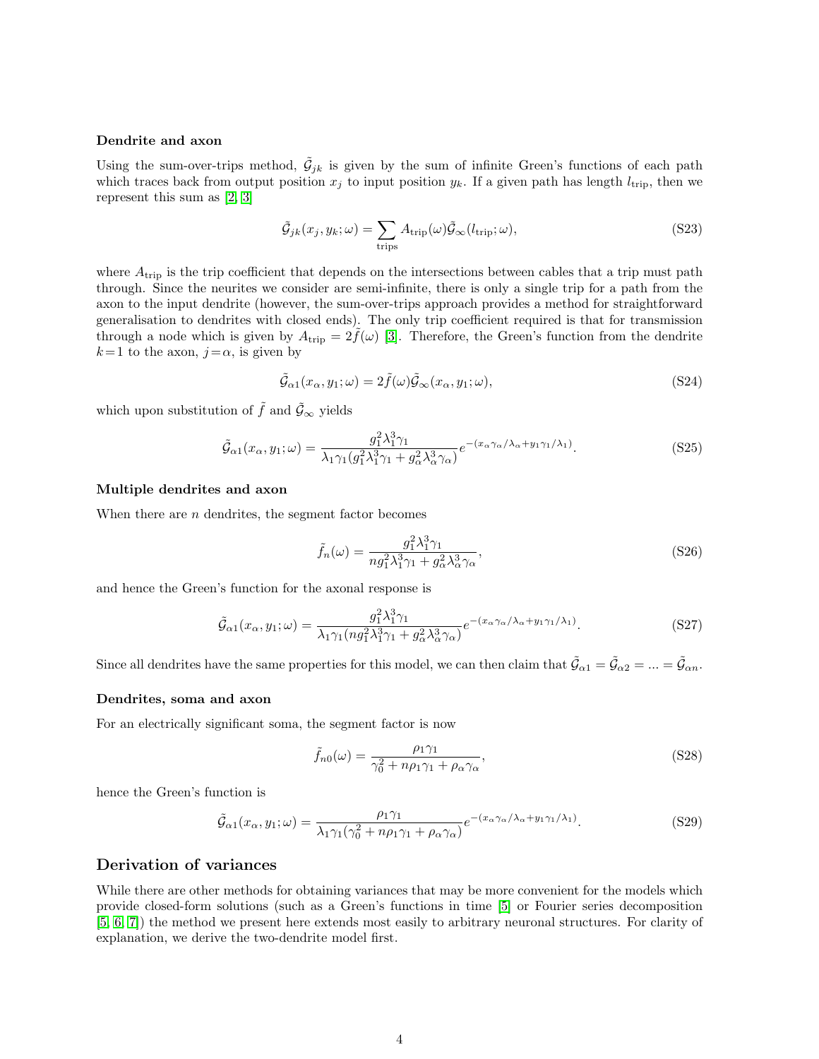### Dendrite and axon

Using the sum-over-trips method, $\tilde{\mathcal{G}}_{jk}$ is given by the sum of infinite Green's functions of each path which traces back from output position $x_j$ to input position $y_k$. If a given path has length $l_{\mathrm{trip}}$, then we represent this sum as [2, 3]

$$\tilde{\mathcal{G}}_{jk}(x_j, y_k; \omega) = \sum_{\mathrm{trips}} A_{\mathrm{trip}}(\omega) \tilde{\mathcal{G}}_{\infty}(l_{\mathrm{trip}}; \omega), \tag{S23}$$

where $A_{\mathrm{trip}}$ is the trip coefficient that depends on the intersections between cables that a trip must path through. Since the neurites we consider are semi-infinite, there is only a single trip for a path from the axon to the input dendrite (however, the sum-over-trips approach provides a method for straightforward generalisation to dendrites with closed ends). The only trip coefficient required is that for transmission through a node which is given by $A_{\mathrm{trip}} = 2\tilde{f}(\omega)$ [3]. Therefore, the Green's function from the dendrite $k=1$ to the axon, $j=\alpha$, is given by

$$\tilde{\mathcal{G}}_{\alpha 1}(x_\alpha, y_1; \omega) = 2\tilde{f}(\omega) \tilde{\mathcal{G}}_{\infty}(x_\alpha, y_1; \omega), \tag{S24}$$

which upon substitution of $\tilde{f}$ and $\tilde{\mathcal{G}}_{\infty}$ yields

$$\tilde{\mathcal{G}}_{\alpha 1}(x_\alpha, y_1; \omega) = \frac{g_1^2 \lambda_1^3 \gamma_1}{\lambda_1 \gamma_1 (g_1^2 \lambda_1^3 \gamma_1 + g_\alpha^2 \lambda_\alpha^3 \gamma_\alpha)} e^{-(x_\alpha \gamma_\alpha / \lambda_\alpha + y_1 \gamma_1 / \lambda_1)}. \tag{S25}$$

### Multiple dendrites and axon

When there are $n$ dendrites, the segment factor becomes

$$\tilde{f}_n(\omega) = \frac{g_1^2 \lambda_1^3 \gamma_1}{n g_1^2 \lambda_1^3 \gamma_1 + g_\alpha^2 \lambda_\alpha^3 \gamma_\alpha}, \tag{S26}$$

and hence the Green's function for the axonal response is

$$\tilde{\mathcal{G}}_{\alpha 1}(x_\alpha, y_1; \omega) = \frac{g_1^2 \lambda_1^3 \gamma_1}{\lambda_1 \gamma_1 (n g_1^2 \lambda_1^3 \gamma_1 + g_\alpha^2 \lambda_\alpha^3 \gamma_\alpha)} e^{-(x_\alpha \gamma_\alpha / \lambda_\alpha + y_1 \gamma_1 / \lambda_1)}. \tag{S27}$$

Since all dendrites have the same properties for this model, we can then claim that $\tilde{\mathcal{G}}_{\alpha 1} = \tilde{\mathcal{G}}_{\alpha 2} = ... = \tilde{\mathcal{G}}_{\alpha n}$.

### Dendrites, soma and axon

For an electrically significant soma, the segment factor is now

$$\tilde{f}_{n0}(\omega) = \frac{\rho_1 \gamma_1}{\gamma_0^2 + n\rho_1 \gamma_1 + \rho_\alpha \gamma_\alpha}, \tag{S28}$$

hence the Green's function is

$$\tilde{\mathcal{G}}_{\alpha 1}(x_\alpha, y_1; \omega) = \frac{\rho_1 \gamma_1}{\lambda_1 \gamma_1 (\gamma_0^2 + n\rho_1 \gamma_1 + \rho_\alpha \gamma_\alpha)} e^{-(x_\alpha \gamma_\alpha / \lambda_\alpha + y_1 \gamma_1 / \lambda_1)}. \tag{S29}$$

## Derivation of variances

While there are other methods for obtaining variances that may be more convenient for the models which provide closed-form solutions (such as a Green's functions in time [5] or Fourier series decomposition [5, 6, 7]) the method we present here extends most easily to arbitrary neuronal structures. For clarity of explanation, we derive the two-dendrite model first.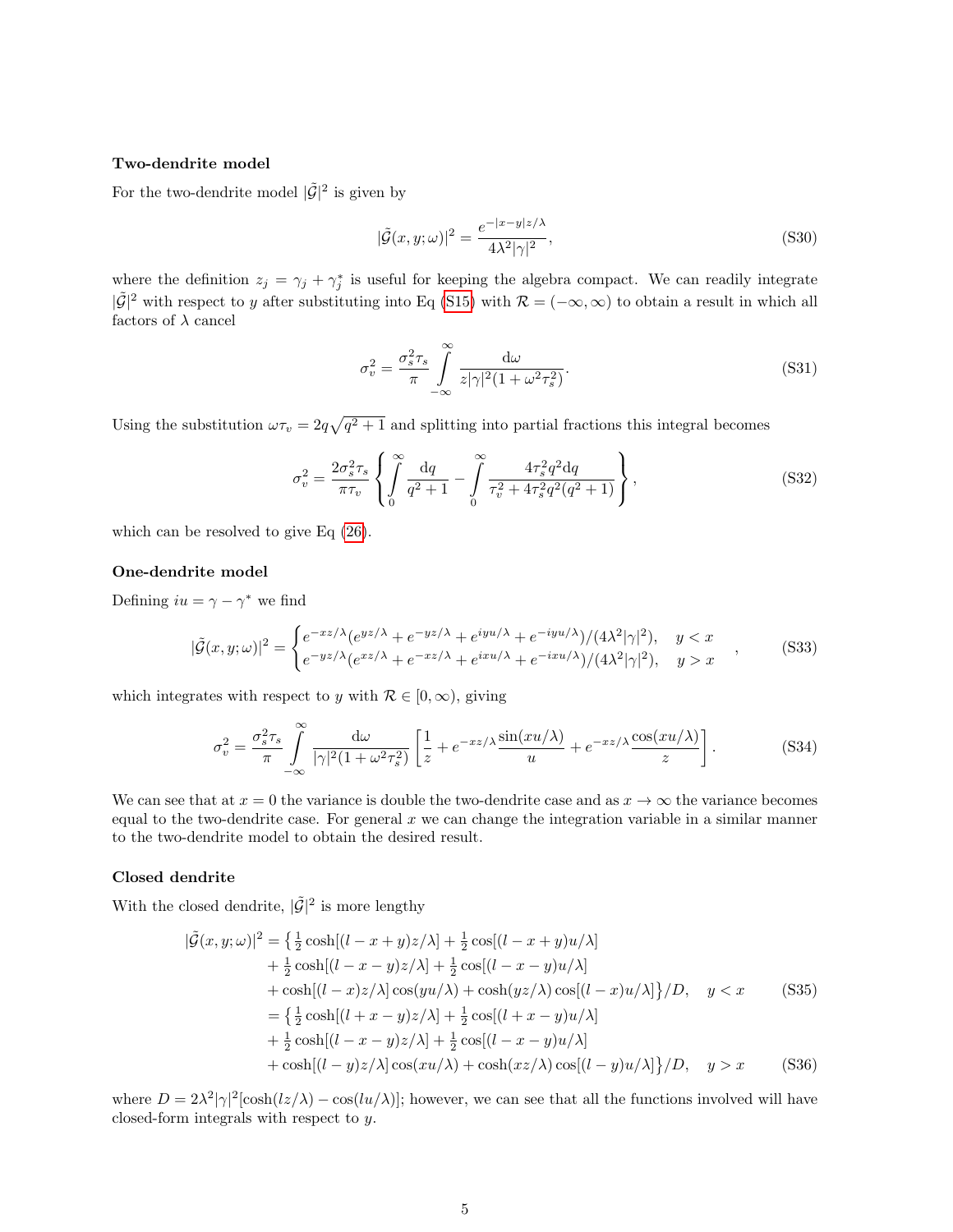### Two-dendrite model

For the two-dendrite model $|\tilde{\mathcal{G}}|^2$ is given by

$$|\tilde{\mathcal{G}}(x,y;\omega)|^2 = \frac{e^{-|x-y|z/\lambda}}{4\lambda^2|\gamma|^2}, \tag{S30}$$

where the definition $z_j = \gamma_j + \gamma_j^*$ is useful for keeping the algebra compact. We can readily integrate $|\tilde{\mathcal{G}}|^2$ with respect to $y$ after substituting into Eq (S15) with $\mathcal{R} = (-\infty, \infty)$ to obtain a result in which all factors of $\lambda$ cancel

$$\sigma_v^2 = \frac{\sigma_s^2 \tau_s}{\pi} \int_{-\infty}^{\infty} \frac{\mathrm{d}\omega}{z|\gamma|^2(1+\omega^2\tau_s^2)}. \tag{S31}$$

Using the substitution $\omega\tau_v = 2q\sqrt{q^2+1}$ and splitting into partial fractions this integral becomes

$$\sigma_v^2 = \frac{2\sigma_s^2\tau_s}{\pi\tau_v}\left\{\int_0^\infty \frac{\mathrm{d}q}{q^2+1} - \int_0^\infty \frac{4\tau_s^2 q^2 \mathrm{d}q}{\tau_v^2 + 4\tau_s^2 q^2(q^2+1)}\right\}, \tag{S32}$$

which can be resolved to give Eq (26).

### One-dendrite model

Defining $iu = \gamma - \gamma^*$ we find

$$|\tilde{\mathcal{G}}(x,y;\omega)|^2 = \begin{cases} e^{-xz/\lambda}(e^{yz/\lambda} + e^{-yz/\lambda} + e^{iyu/\lambda} + e^{-iyu/\lambda})/(4\lambda^2|\gamma|^2), & y < x \\ e^{-yz/\lambda}(e^{xz/\lambda} + e^{-xz/\lambda} + e^{ixu/\lambda} + e^{-ixu/\lambda})/(4\lambda^2|\gamma|^2), & y > x \end{cases}, \tag{S33}$$

which integrates with respect to $y$ with $\mathcal{R} \in [0, \infty)$, giving

$$\sigma_v^2 = \frac{\sigma_s^2\tau_s}{\pi}\int_{-\infty}^{\infty} \frac{\mathrm{d}\omega}{|\gamma|^2(1+\omega^2\tau_s^2)}\left[\frac{1}{z} + e^{-xz/\lambda}\frac{\sin(xu/\lambda)}{u} + e^{-xz/\lambda}\frac{\cos(xu/\lambda)}{z}\right]. \tag{S34}$$

We can see that at $x = 0$ the variance is double the two-dendrite case and as $x \to \infty$ the variance becomes equal to the two-dendrite case. For general $x$ we can change the integration variable in a similar manner to the two-dendrite model to obtain the desired result.

### Closed dendrite

With the closed dendrite, $|\tilde{\mathcal{G}}|^2$ is more lengthy

$$\begin{aligned}
|\tilde{\mathcal{G}}(x,y;\omega)|^2 = \big\{&\tfrac{1}{2}\cosh[(l-x+y)z/\lambda] + \tfrac{1}{2}\cos[(l-x+y)u/\lambda] \\
&+ \tfrac{1}{2}\cosh[(l-x-y)z/\lambda] + \tfrac{1}{2}\cos[(l-x-y)u/\lambda] \\
&+ \cosh[(l-x)z/\lambda]\cos(yu/\lambda) + \cosh(yz/\lambda)\cos[(l-x)u/\lambda]\big\}/D, \quad y < x \qquad \text{(S35)} \\
= \big\{&\tfrac{1}{2}\cosh[(l+x-y)z/\lambda] + \tfrac{1}{2}\cos[(l+x-y)u/\lambda] \\
&+ \tfrac{1}{2}\cosh[(l-x-y)z/\lambda] + \tfrac{1}{2}\cos[(l-x-y)u/\lambda] \\
&+ \cosh[(l-y)z/\lambda]\cos(xu/\lambda) + \cosh(xz/\lambda)\cos[(l-y)u/\lambda]\big\}/D, \quad y > x \qquad \text{(S36)}
\end{aligned}$$

where $D = 2\lambda^2|\gamma|^2[\cosh(lz/\lambda) - \cos(lu/\lambda)]$; however, we can see that all the functions involved will have closed-form integrals with respect to $y$.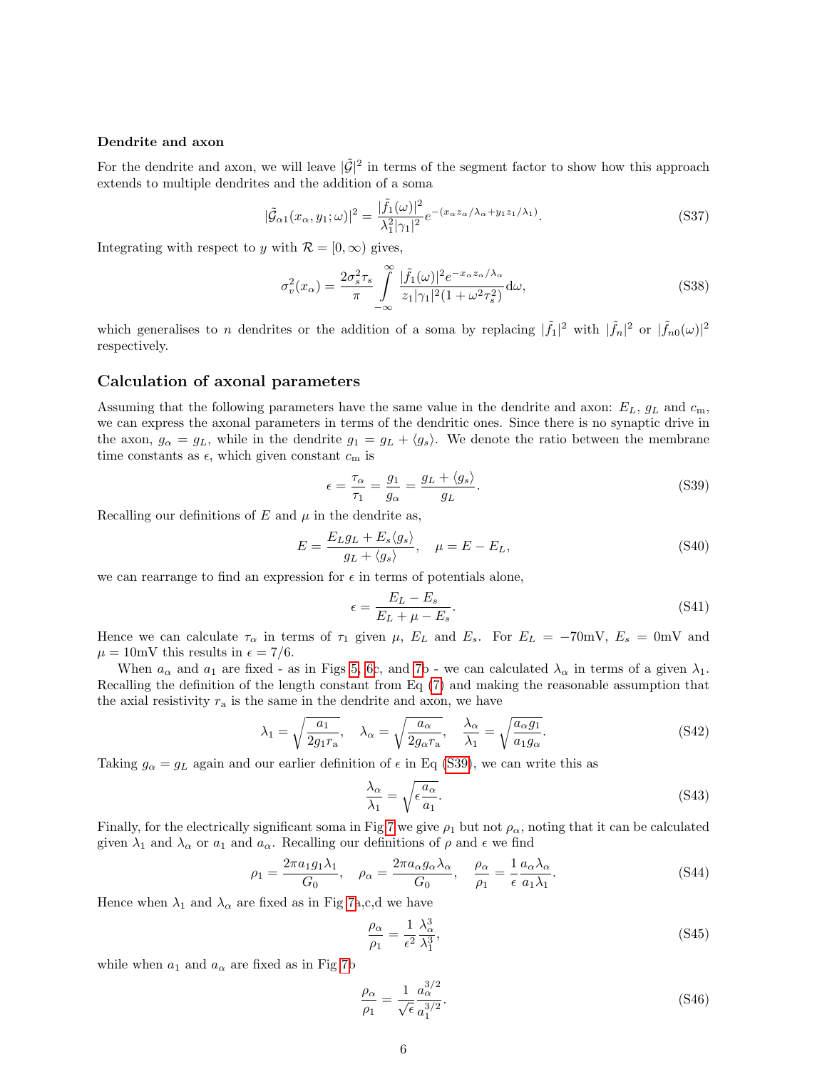**Dendrite and axon**

For the dendrite and axon, we will leave $|\tilde{\mathcal{G}}|^2$ in terms of the segment factor to show how this approach extends to multiple dendrites and the addition of a soma

$$|\tilde{\mathcal{G}}_{\alpha 1}(x_\alpha, y_1; \omega)|^2 = \frac{|\tilde{f}_1(\omega)|^2}{\lambda_1^2 |\gamma_1|^2} e^{-(x_\alpha z_\alpha/\lambda_\alpha + y_1 z_1/\lambda_1)}. \tag{S37}$$

Integrating with respect to $y$ with $\mathcal{R} = [0, \infty)$ gives,

$$\sigma_v^2(x_\alpha) = \frac{2\sigma_s^2 \tau_s}{\pi} \int_{-\infty}^{\infty} \frac{|\tilde{f}_1(\omega)|^2 e^{-x_\alpha z_\alpha/\lambda_\alpha}}{z_1 |\gamma_1|^2 (1 + \omega^2 \tau_s^2)} \mathrm{d}\omega, \tag{S38}$$

which generalises to $n$ dendrites or the addition of a soma by replacing $|\tilde{f}_1|^2$ with $|\tilde{f}_n|^2$ or $|\tilde{f}_{n0}(\omega)|^2$ respectively.

## Calculation of axonal parameters

Assuming that the following parameters have the same value in the dendrite and axon: $E_L$, $g_L$ and $c_\mathrm{m}$, we can express the axonal parameters in terms of the dendritic ones. Since there is no synaptic drive in the axon, $g_\alpha = g_L$, while in the dendrite $g_1 = g_L + \langle g_s \rangle$. We denote the ratio between the membrane time constants as $\epsilon$, which given constant $c_\mathrm{m}$ is

$$\epsilon = \frac{\tau_\alpha}{\tau_1} = \frac{g_1}{g_\alpha} = \frac{g_L + \langle g_s \rangle}{g_L}. \tag{S39}$$

Recalling our definitions of $E$ and $\mu$ in the dendrite as,

$$E = \frac{E_L g_L + E_s \langle g_s \rangle}{g_L + \langle g_s \rangle}, \quad \mu = E - E_L, \tag{S40}$$

we can rearrange to find an expression for $\epsilon$ in terms of potentials alone,

$$\epsilon = \frac{E_L - E_s}{E_L + \mu - E_s}. \tag{S41}$$

Hence we can calculate $\tau_\alpha$ in terms of $\tau_1$ given $\mu$, $E_L$ and $E_s$. For $E_L = -70$mV, $E_s = 0$mV and $\mu = 10$mV this results in $\epsilon = 7/6$.

When $a_\alpha$ and $a_1$ are fixed - as in Figs 5, 6c, and 7b - we can calculated $\lambda_\alpha$ in terms of a given $\lambda_1$. Recalling the definition of the length constant from Eq (7) and making the reasonable assumption that the axial resistivity $r_\mathrm{a}$ is the same in the dendrite and axon, we have

$$\lambda_1 = \sqrt{\frac{a_1}{2g_1 r_\mathrm{a}}}, \quad \lambda_\alpha = \sqrt{\frac{a_\alpha}{2g_\alpha r_\mathrm{a}}}, \quad \frac{\lambda_\alpha}{\lambda_1} = \sqrt{\frac{a_\alpha g_1}{a_1 g_\alpha}}. \tag{S42}$$

Taking $g_\alpha = g_L$ again and our earlier definition of $\epsilon$ in Eq (S39), we can write this as

$$\frac{\lambda_\alpha}{\lambda_1} = \sqrt{\epsilon \frac{a_\alpha}{a_1}}. \tag{S43}$$

Finally, for the electrically significant soma in Fig 7 we give $\rho_1$ but not $\rho_\alpha$, noting that it can be calculated given $\lambda_1$ and $\lambda_\alpha$ or $a_1$ and $a_\alpha$. Recalling our definitions of $\rho$ and $\epsilon$ we find

$$\rho_1 = \frac{2\pi a_1 g_1 \lambda_1}{G_0}, \quad \rho_\alpha = \frac{2\pi a_\alpha g_\alpha \lambda_\alpha}{G_0}, \quad \frac{\rho_\alpha}{\rho_1} = \frac{1}{\epsilon} \frac{a_\alpha \lambda_\alpha}{a_1 \lambda_1}. \tag{S44}$$

Hence when $\lambda_1$ and $\lambda_\alpha$ are fixed as in Fig 7a,c,d we have

$$\frac{\rho_\alpha}{\rho_1} = \frac{1}{\epsilon^2} \frac{\lambda_\alpha^3}{\lambda_1^3}, \tag{S45}$$

while when $a_1$ and $a_\alpha$ are fixed as in Fig 7b

$$\frac{\rho_\alpha}{\rho_1} = \frac{1}{\sqrt{\epsilon}} \frac{a_\alpha^{3/2}}{a_1^{3/2}}. \tag{S46}$$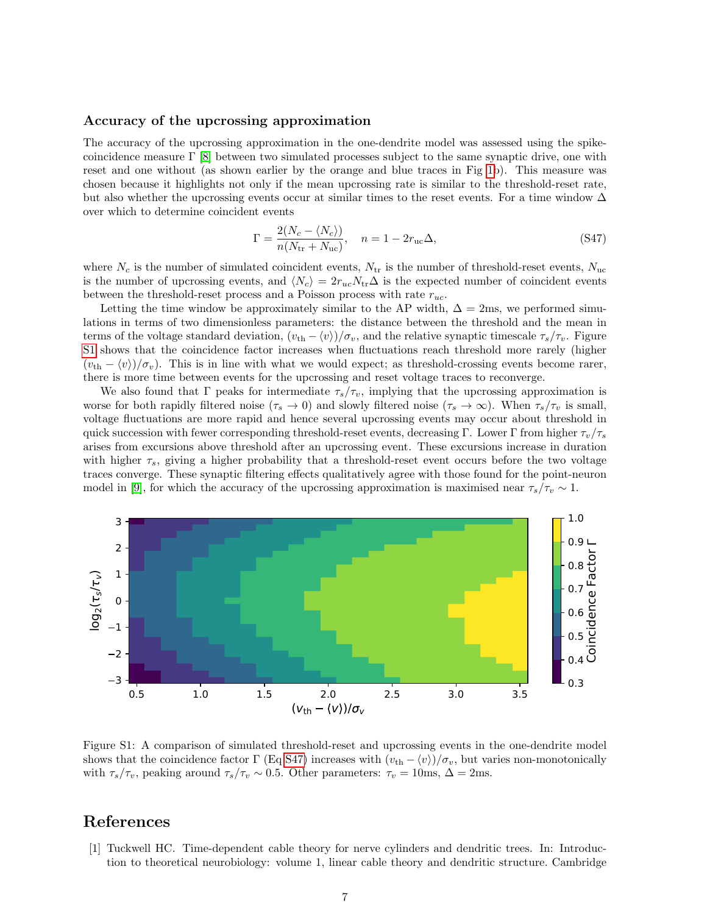### Accuracy of the upcrossing approximation

The accuracy of the upcrossing approximation in the one-dendrite model was assessed using the spike-coincidence measure $\Gamma$ [8] between two simulated processes subject to the same synaptic drive, one with reset and one without (as shown earlier by the orange and blue traces in Fig 1b). This measure was chosen because it highlights not only if the mean upcrossing rate is similar to the threshold-reset rate, but also whether the upcrossing events occur at similar times to the reset events. For a time window $\Delta$ over which to determine coincident events

$$\Gamma = \frac{2(N_c - \langle N_c \rangle)}{n(N_{\rm tr} + N_{\rm uc})}, \quad n = 1 - 2r_{\rm uc}\Delta, \tag{S47}$$

where $N_c$ is the number of simulated coincident events, $N_{\rm tr}$ is the number of threshold-reset events, $N_{\rm uc}$ is the number of upcrossing events, and $\langle N_c \rangle = 2r_{uc}N_{\rm tr}\Delta$ is the expected number of coincident events between the threshold-reset process and a Poisson process with rate $r_{uc}$.

Letting the time window be approximately similar to the AP width, $\Delta = 2$ms, we performed simulations in terms of two dimensionless parameters: the distance between the threshold and the mean in terms of the voltage standard deviation, $(v_{\rm th} - \langle v \rangle)/\sigma_v$, and the relative synaptic timescale $\tau_s/\tau_v$. Figure S1 shows that the coincidence factor increases when fluctuations reach threshold more rarely (higher $(v_{\rm th} - \langle v \rangle)/\sigma_v$). This is in line with what we would expect; as threshold-crossing events become rarer, there is more time between events for the upcrossing and reset voltage traces to reconverge.

We also found that $\Gamma$ peaks for intermediate $\tau_s/\tau_v$, implying that the upcrossing approximation is worse for both rapidly filtered noise ($\tau_s \to 0$) and slowly filtered noise ($\tau_s \to \infty$). When $\tau_s/\tau_v$ is small, voltage fluctuations are more rapid and hence several upcrossing events may occur about threshold in quick succession with fewer corresponding threshold-reset events, decreasing $\Gamma$. Lower $\Gamma$ from higher $\tau_v/\tau_s$ arises from excursions above threshold after an upcrossing event. These excursions increase in duration with higher $\tau_s$, giving a higher probability that a threshold-reset event occurs before the two voltage traces converge. These synaptic filtering effects qualitatively agree with those found for the point-neuron model in [9], for which the accuracy of the upcrossing approximation is maximised near $\tau_s/\tau_v \sim 1$.

Figure S1: A comparison of simulated threshold-reset and upcrossing events in the one-dendrite model shows that the coincidence factor $\Gamma$ (Eq S47) increases with $(v_{\rm th} - \langle v \rangle)/\sigma_v$, but varies non-monotonically with $\tau_s/\tau_v$, peaking around $\tau_s/\tau_v \sim 0.5$. Other parameters: $\tau_v = 10$ms, $\Delta = 2$ms.

## References

[1] Tuckwell HC. Time-dependent cable theory for nerve cylinders and dendritic trees. In: Introduction to theoretical neurobiology: volume 1, linear cable theory and dendritic structure. Cambridge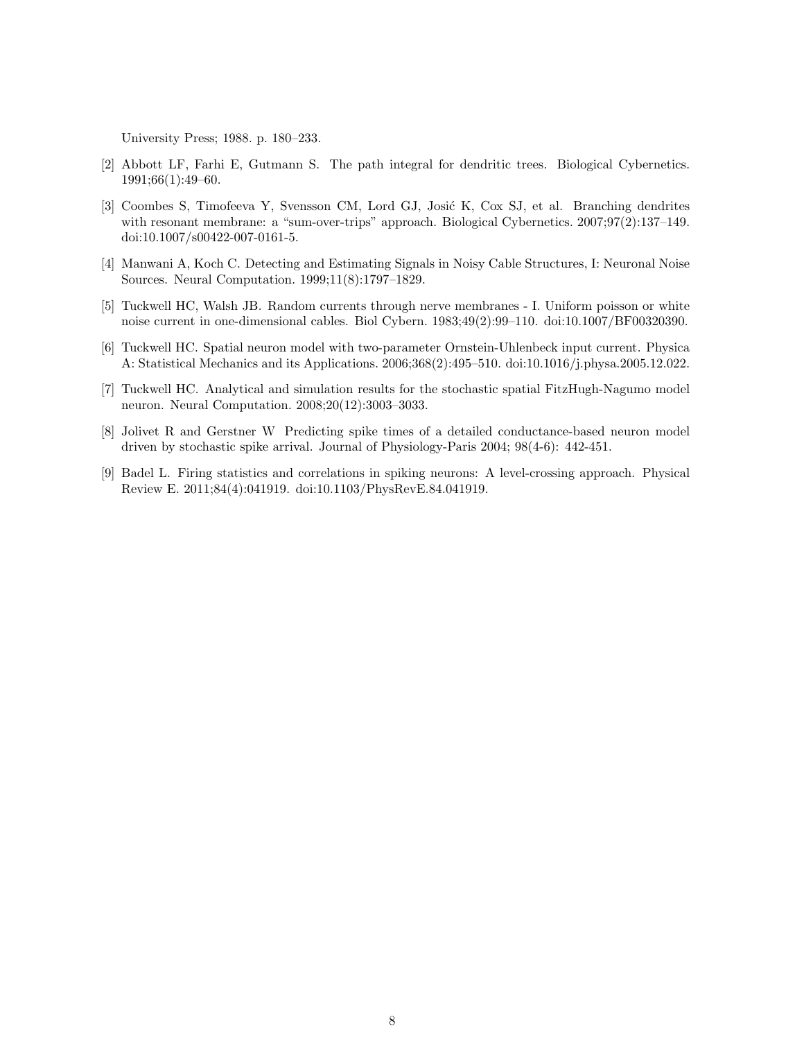University Press; 1988. p. 180–233.

[2] Abbott LF, Farhi E, Gutmann S. The path integral for dendritic trees. Biological Cybernetics. 1991;66(1):49–60.

[3] Coombes S, Timofeeva Y, Svensson CM, Lord GJ, Josić K, Cox SJ, et al. Branching dendrites with resonant membrane: a "sum-over-trips" approach. Biological Cybernetics. 2007;97(2):137–149. doi:10.1007/s00422-007-0161-5.

[4] Manwani A, Koch C. Detecting and Estimating Signals in Noisy Cable Structures, I: Neuronal Noise Sources. Neural Computation. 1999;11(8):1797–1829.

[5] Tuckwell HC, Walsh JB. Random currents through nerve membranes - I. Uniform poisson or white noise current in one-dimensional cables. Biol Cybern. 1983;49(2):99–110. doi:10.1007/BF00320390.

[6] Tuckwell HC. Spatial neuron model with two-parameter Ornstein-Uhlenbeck input current. Physica A: Statistical Mechanics and its Applications. 2006;368(2):495–510. doi:10.1016/j.physa.2005.12.022.

[7] Tuckwell HC. Analytical and simulation results for the stochastic spatial FitzHugh-Nagumo model neuron. Neural Computation. 2008;20(12):3003–3033.

[8] Jolivet R and Gerstner W Predicting spike times of a detailed conductance-based neuron model driven by stochastic spike arrival. Journal of Physiology-Paris 2004; 98(4-6): 442-451.

[9] Badel L. Firing statistics and correlations in spiking neurons: A level-crossing approach. Physical Review E. 2011;84(4):041919. doi:10.1103/PhysRevE.84.041919.